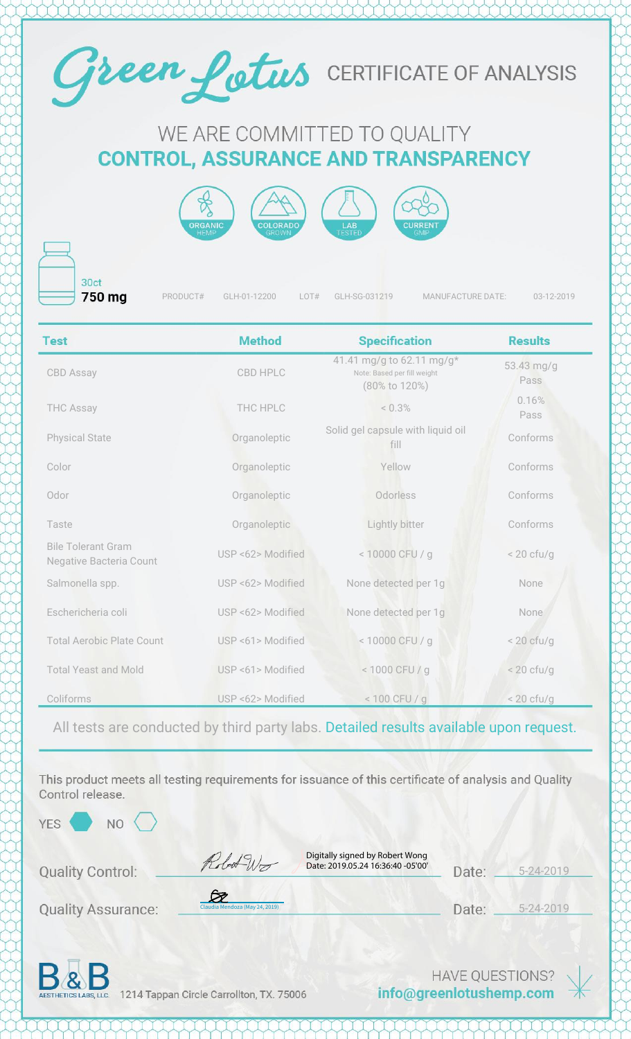# Green Lotus CERTIFICATE OF ANALYSIS

## WE ARE COMMITTED TO QUALITY
## CONTROL, ASSURANCE AND TRANSPARENCY

ORGANIC HEMP | COLORADO GROWN | LAB TESTED | CURRENT GMP

30ct
**750 mg**

PRODUCT# GLH-01-12200 LOT# GLH-SG-031219 MANUFACTURE DATE: 03-12-2019

| Test | Method | Specification | Results |
|---|---|---|---|
| CBD Assay | CBD HPLC | 41.41 mg/g to 62.11 mg/g* Note: Based per fill weight (80% to 120%) | 53.43 mg/g Pass |
| THC Assay | THC HPLC | < 0.3% | 0.16% Pass |
| Physical State | Organoleptic | Solid gel capsule with liquid oil fill | Conforms |
| Color | Organoleptic | Yellow | Conforms |
| Odor | Organoleptic | Odorless | Conforms |
| Taste | Organoleptic | Lightly bitter | Conforms |
| Bile Tolerant Gram Negative Bacteria Count | USP <62> Modified | < 10000 CFU / g | < 20 cfu/g |
| Salmonella spp. | USP <62> Modified | None detected per 1g | None |
| Eschericheria coli | USP <62> Modified | None detected per 1g | None |
| Total Aerobic Plate Count | USP <61> Modified | < 10000 CFU / g | < 20 cfu/g |
| Total Yeast and Mold | USP <61> Modified | < 1000 CFU / g | < 20 cfu/g |
| Coliforms | USP <62> Modified | < 100 CFU / g | < 20 cfu/g |

All tests are conducted by third party labs. Detailed results available upon request.

This product meets all testing requirements for issuance of this certificate of analysis and Quality Control release.

YES ⬢ NO ⬡

Quality Control: Digitally signed by Robert Wong Date: 2019.05.24 16:36:40 -05'00' Date: 5-24-2019

Quality Assurance: Claudia Mendoza (May 24, 2019) Date: 5-24-2019

B&B AESTHETICS LABS, LLC. 1214 Tappan Circle Carrollton, TX. 75006

HAVE QUESTIONS? **info@greenlotushemp.com**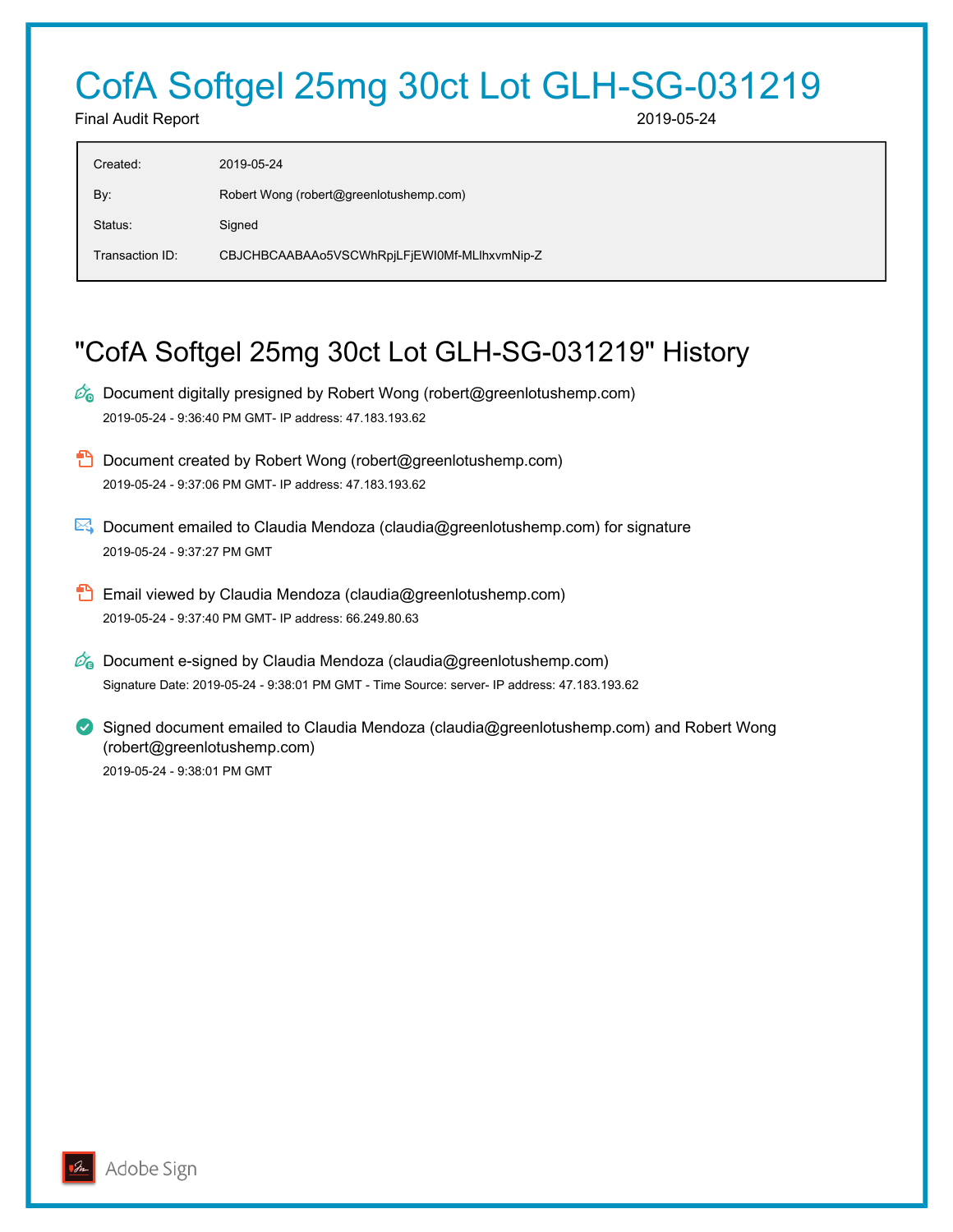# CofA Softgel 25mg 30ct Lot GLH-SG-031219

Final Audit Report 2019-05-24

| | |
|---|---|
| Created: | 2019-05-24 |
| By: | Robert Wong (robert@greenlotushemp.com) |
| Status: | Signed |
| Transaction ID: | CBJCHBCAABAAo5VSCWhRpjLFjEWI0Mf-MLlhxvmNip-Z |

## "CofA Softgel 25mg 30ct Lot GLH-SG-031219" History

- Document digitally presigned by Robert Wong (robert@greenlotushemp.com)
  2019-05-24 - 9:36:40 PM GMT- IP address: 47.183.193.62

- Document created by Robert Wong (robert@greenlotushemp.com)
  2019-05-24 - 9:37:06 PM GMT- IP address: 47.183.193.62

- Document emailed to Claudia Mendoza (claudia@greenlotushemp.com) for signature
  2019-05-24 - 9:37:27 PM GMT

- Email viewed by Claudia Mendoza (claudia@greenlotushemp.com)
  2019-05-24 - 9:37:40 PM GMT- IP address: 66.249.80.63

- Document e-signed by Claudia Mendoza (claudia@greenlotushemp.com)
  Signature Date: 2019-05-24 - 9:38:01 PM GMT - Time Source: server- IP address: 47.183.193.62

- Signed document emailed to Claudia Mendoza (claudia@greenlotushemp.com) and Robert Wong (robert@greenlotushemp.com)
  2019-05-24 - 9:38:01 PM GMT

Adobe Sign